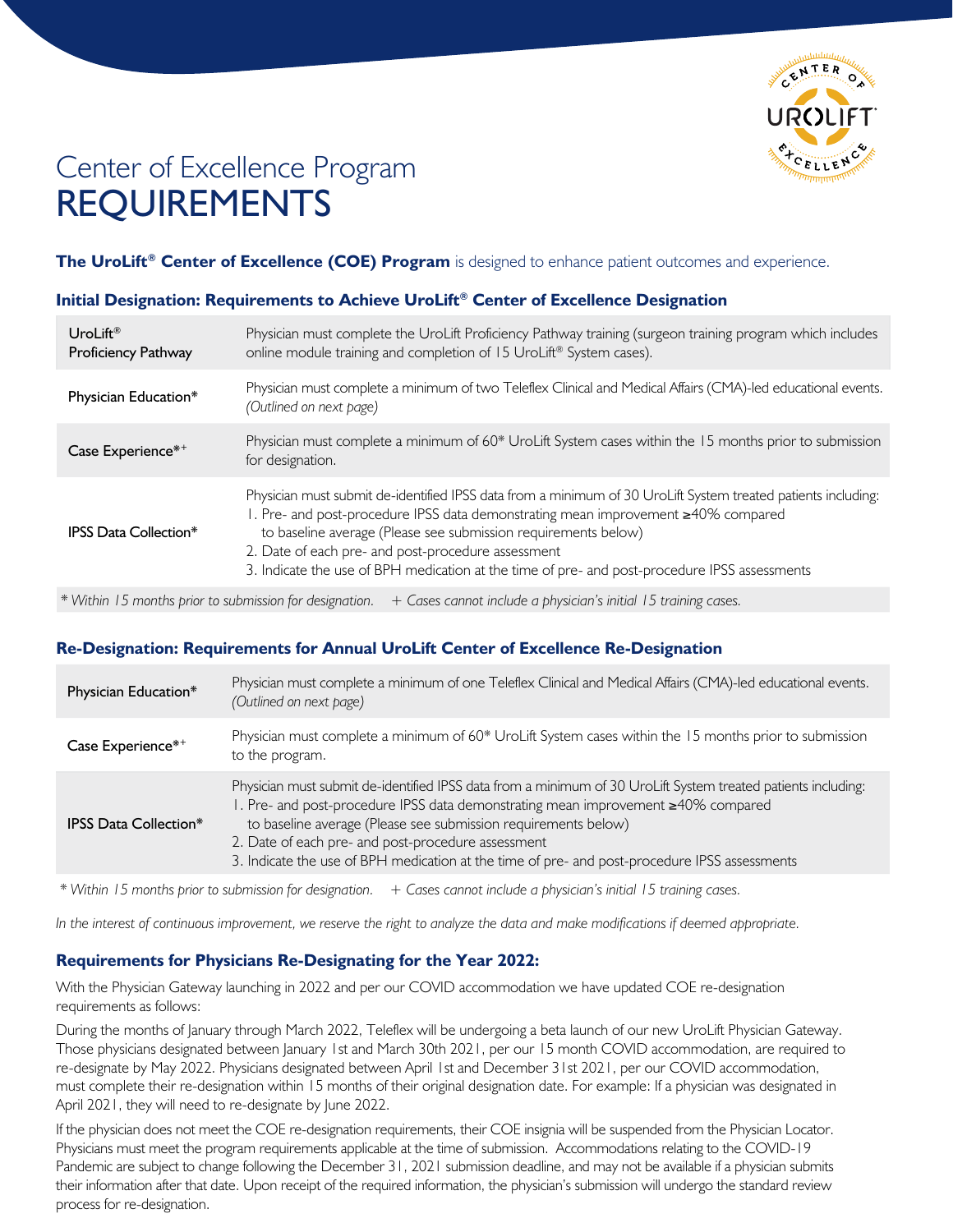# Center of Excellence Program
# REQUIREMENTS

**The UroLift® Center of Excellence (COE) Program** is designed to enhance patient outcomes and experience.

### Initial Designation: Requirements to Achieve UroLift® Center of Excellence Designation

| | |
|---|---|
| UroLift® Proficiency Pathway | Physician must complete the UroLift Proficiency Pathway training (surgeon training program which includes online module training and completion of 15 UroLift® System cases). |
| Physician Education* | Physician must complete a minimum of two Teleflex Clinical and Medical Affairs (CMA)-led educational events. *(Outlined on next page)* |
| Case Experience*+ | Physician must complete a minimum of 60* UroLift System cases within the 15 months prior to submission for designation. |
| IPSS Data Collection* | Physician must submit de-identified IPSS data from a minimum of 30 UroLift System treated patients including:<br>1. Pre- and post-procedure IPSS data demonstrating mean improvement ≥40% compared to baseline average (Please see submission requirements below)<br>2. Date of each pre- and post-procedure assessment<br>3. Indicate the use of BPH medication at the time of pre- and post-procedure IPSS assessments |

*\* Within 15 months prior to submission for designation. + Cases cannot include a physician's initial 15 training cases.*

### Re-Designation: Requirements for Annual UroLift Center of Excellence Re-Designation

| | |
|---|---|
| Physician Education* | Physician must complete a minimum of one Teleflex Clinical and Medical Affairs (CMA)-led educational events. *(Outlined on next page)* |
| Case Experience*+ | Physician must complete a minimum of 60* UroLift System cases within the 15 months prior to submission to the program. |
| IPSS Data Collection* | Physician must submit de-identified IPSS data from a minimum of 30 UroLift System treated patients including:<br>1. Pre- and post-procedure IPSS data demonstrating mean improvement ≥40% compared to baseline average (Please see submission requirements below)<br>2. Date of each pre- and post-procedure assessment<br>3. Indicate the use of BPH medication at the time of pre- and post-procedure IPSS assessments |

*\* Within 15 months prior to submission for designation. + Cases cannot include a physician's initial 15 training cases.*

*In the interest of continuous improvement, we reserve the right to analyze the data and make modifications if deemed appropriate.*

### Requirements for Physicians Re-Designating for the Year 2022:

With the Physician Gateway launching in 2022 and per our COVID accommodation we have updated COE re-designation requirements as follows:

During the months of January through March 2022, Teleflex will be undergoing a beta launch of our new UroLift Physician Gateway. Those physicians designated between January 1st and March 30th 2021, per our 15 month COVID accommodation, are required to re-designate by May 2022. Physicians designated between April 1st and December 31st 2021, per our COVID accommodation, must complete their re-designation within 15 months of their original designation date. For example: If a physician was designated in April 2021, they will need to re-designate by June 2022.

If the physician does not meet the COE re-designation requirements, their COE insignia will be suspended from the Physician Locator. Physicians must meet the program requirements applicable at the time of submission. Accommodations relating to the COVID-19 Pandemic are subject to change following the December 31, 2021 submission deadline, and may not be available if a physician submits their information after that date. Upon receipt of the required information, the physician's submission will undergo the standard review process for re-designation.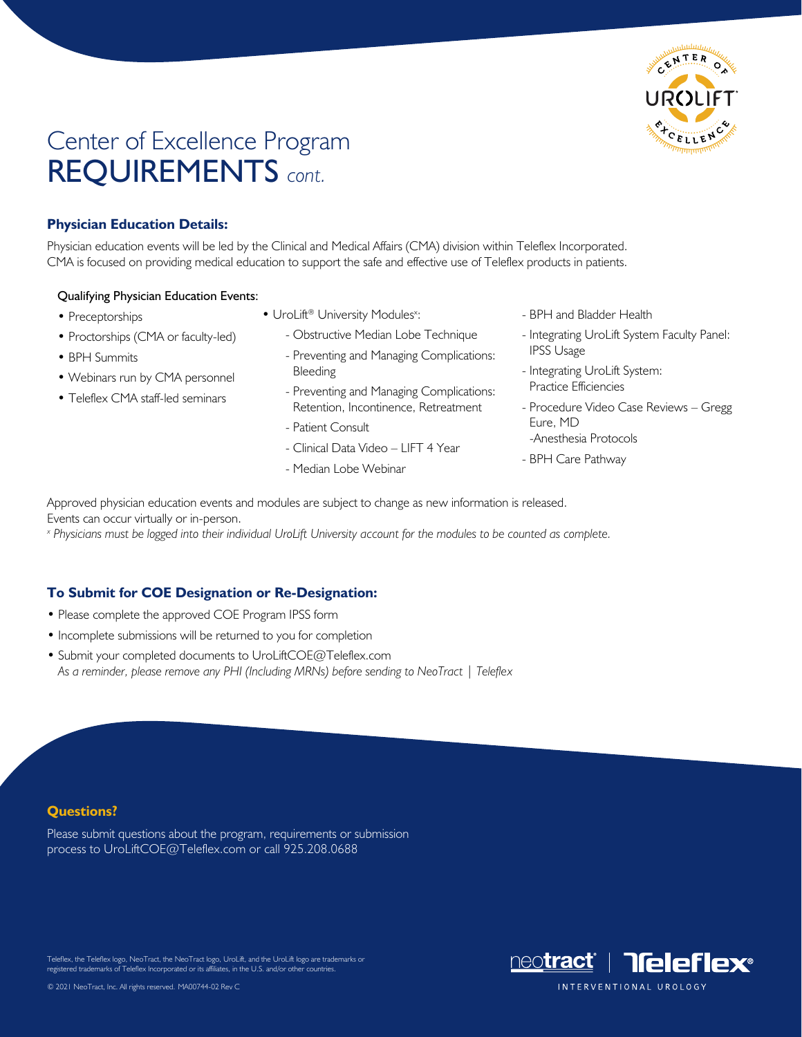# Center of Excellence Program REQUIREMENTS *cont.*

### Physician Education Details:

Physician education events will be led by the Clinical and Medical Affairs (CMA) division within Teleflex Incorporated. CMA is focused on providing medical education to support the safe and effective use of Teleflex products in patients.

Qualifying Physician Education Events:

- Preceptorships
- Proctorships (CMA or faculty-led)
- BPH Summits
- Webinars run by CMA personnel
- Teleflex CMA staff-led seminars
- UroLift® University Modules[x]:
  - Obstructive Median Lobe Technique
  - Preventing and Managing Complications: Bleeding
  - Preventing and Managing Complications: Retention, Incontinence, Retreatment
  - Patient Consult
  - Clinical Data Video – LIFT 4 Year
  - Median Lobe Webinar
  - BPH and Bladder Health
  - Integrating UroLift System Faculty Panel: IPSS Usage
  - Integrating UroLift System: Practice Efficiencies
  - Procedure Video Case Reviews – Gregg Eure, MD
  - Anesthesia Protocols
  - BPH Care Pathway

Approved physician education events and modules are subject to change as new information is released.
Events can occur virtually or in-person.

[x] *Physicians must be logged into their individual UroLift University account for the modules to be counted as complete.*

### To Submit for COE Designation or Re-Designation:

- Please complete the approved COE Program IPSS form
- Incomplete submissions will be returned to you for completion
- Submit your completed documents to UroLiftCOE@Teleflex.com
  *As a reminder, please remove any PHI (Including MRNs) before sending to NeoTract | Teleflex*

### Questions?

Please submit questions about the program, requirements or submission process to UroLiftCOE@Teleflex.com or call 925.208.0688

Teleflex, the Teleflex logo, NeoTract, the NeoTract logo, UroLift, and the UroLift logo are trademarks or registered trademarks of Teleflex Incorporated or its affiliates, in the U.S. and/or other countries.

© 2021 NeoTract, Inc. All rights reserved. MA00744-02 Rev C